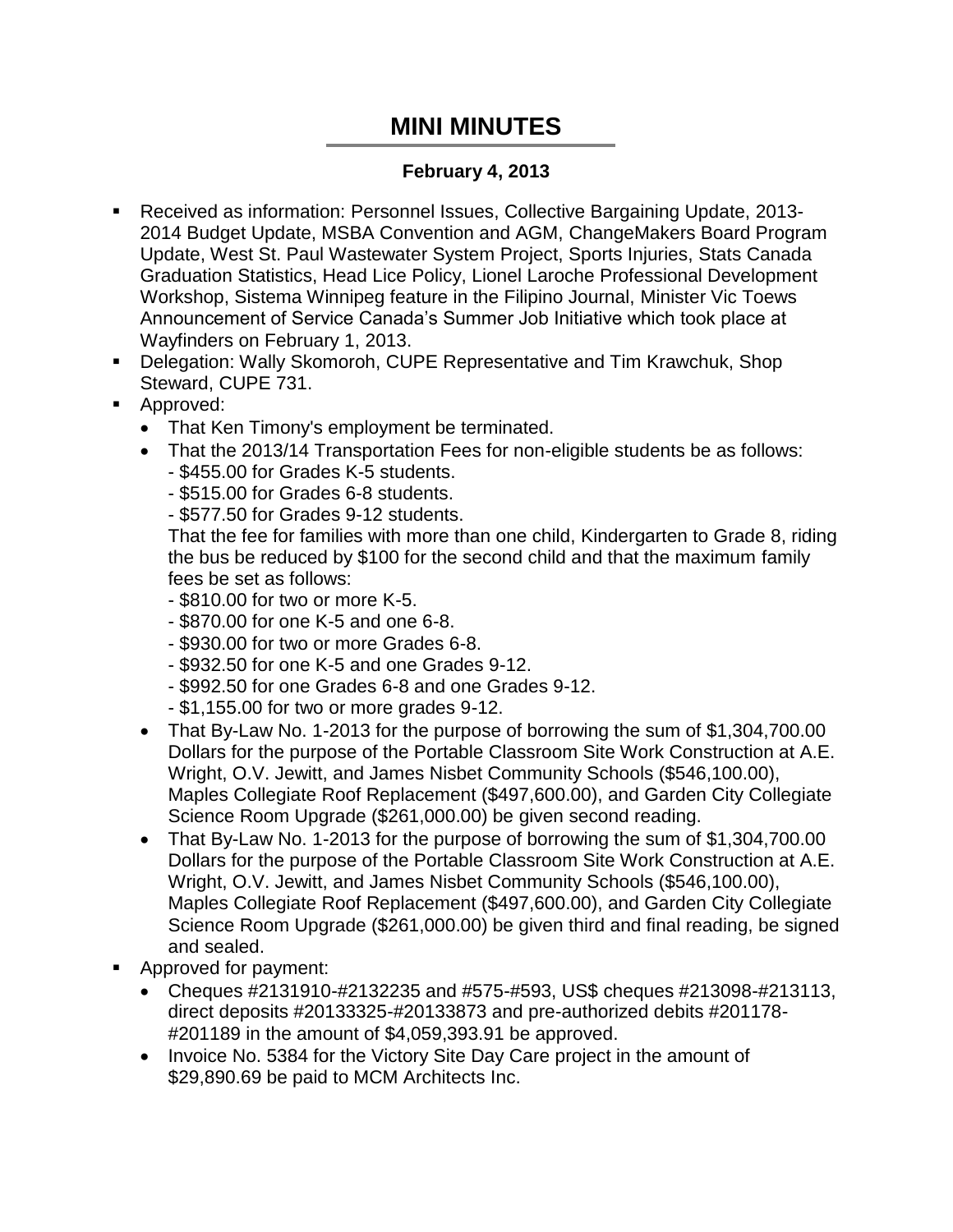# MINI MINUTES

**February 4, 2013**

- Received as information: Personnel Issues, Collective Bargaining Update, 2013-2014 Budget Update, MSBA Convention and AGM, ChangeMakers Board Program Update, West St. Paul Wastewater System Project, Sports Injuries, Stats Canada Graduation Statistics, Head Lice Policy, Lionel Laroche Professional Development Workshop, Sistema Winnipeg feature in the Filipino Journal, Minister Vic Toews Announcement of Service Canada's Summer Job Initiative which took place at Wayfinders on February 1, 2013.
- Delegation: Wally Skomoroh, CUPE Representative and Tim Krawchuk, Shop Steward, CUPE 731.
- Approved:
  - That Ken Timony's employment be terminated.
  - That the 2013/14 Transportation Fees for non-eligible students be as follows:
    - \$455.00 for Grades K-5 students.
    - \$515.00 for Grades 6-8 students.
    - \$577.50 for Grades 9-12 students.

    That the fee for families with more than one child, Kindergarten to Grade 8, riding the bus be reduced by \$100 for the second child and that the maximum family fees be set as follows:
    - \$810.00 for two or more K-5.
    - \$870.00 for one K-5 and one 6-8.
    - \$930.00 for two or more Grades 6-8.
    - \$932.50 for one K-5 and one Grades 9-12.
    - \$992.50 for one Grades 6-8 and one Grades 9-12.
    - \$1,155.00 for two or more grades 9-12.
  - That By-Law No. 1-2013 for the purpose of borrowing the sum of \$1,304,700.00 Dollars for the purpose of the Portable Classroom Site Work Construction at A.E. Wright, O.V. Jewitt, and James Nisbet Community Schools (\$546,100.00), Maples Collegiate Roof Replacement (\$497,600.00), and Garden City Collegiate Science Room Upgrade (\$261,000.00) be given second reading.
  - That By-Law No. 1-2013 for the purpose of borrowing the sum of \$1,304,700.00 Dollars for the purpose of the Portable Classroom Site Work Construction at A.E. Wright, O.V. Jewitt, and James Nisbet Community Schools (\$546,100.00), Maples Collegiate Roof Replacement (\$497,600.00), and Garden City Collegiate Science Room Upgrade (\$261,000.00) be given third and final reading, be signed and sealed.
- Approved for payment:
  - Cheques #2131910-#2132235 and #575-#593, US\$ cheques #213098-#213113, direct deposits #20133325-#20133873 and pre-authorized debits #201178-#201189 in the amount of \$4,059,393.91 be approved.
  - Invoice No. 5384 for the Victory Site Day Care project in the amount of \$29,890.69 be paid to MCM Architects Inc.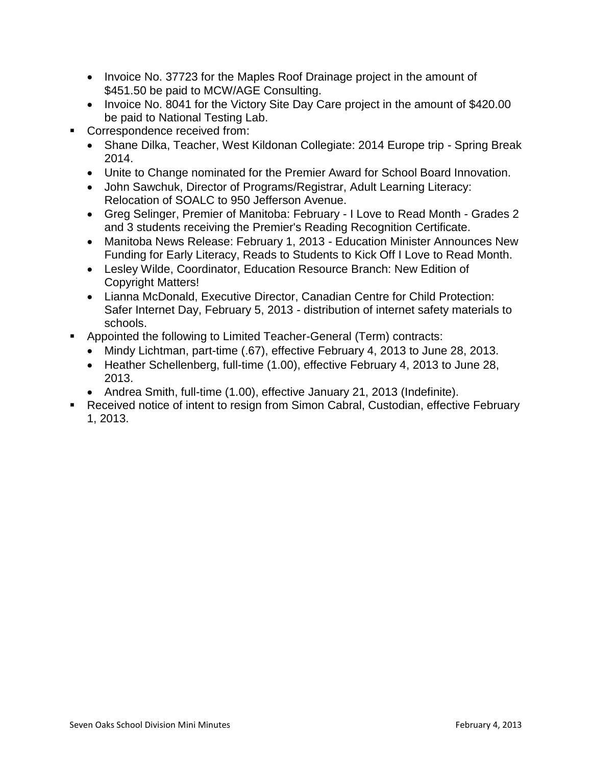- Invoice No. 37723 for the Maples Roof Drainage project in the amount of $451.50 be paid to MCW/AGE Consulting.
- Invoice No. 8041 for the Victory Site Day Care project in the amount of $420.00 be paid to National Testing Lab.

- Correspondence received from:
  - Shane Dilka, Teacher, West Kildonan Collegiate: 2014 Europe trip - Spring Break 2014.
  - Unite to Change nominated for the Premier Award for School Board Innovation.
  - John Sawchuk, Director of Programs/Registrar, Adult Learning Literacy: Relocation of SOALC to 950 Jefferson Avenue.
  - Greg Selinger, Premier of Manitoba: February - I Love to Read Month - Grades 2 and 3 students receiving the Premier's Reading Recognition Certificate.
  - Manitoba News Release: February 1, 2013 - Education Minister Announces New Funding for Early Literacy, Reads to Students to Kick Off I Love to Read Month.
  - Lesley Wilde, Coordinator, Education Resource Branch: New Edition of Copyright Matters!
  - Lianna McDonald, Executive Director, Canadian Centre for Child Protection: Safer Internet Day, February 5, 2013 - distribution of internet safety materials to schools.
- Appointed the following to Limited Teacher-General (Term) contracts:
  - Mindy Lichtman, part-time (.67), effective February 4, 2013 to June 28, 2013.
  - Heather Schellenberg, full-time (1.00), effective February 4, 2013 to June 28, 2013.
  - Andrea Smith, full-time (1.00), effective January 21, 2013 (Indefinite).
- Received notice of intent to resign from Simon Cabral, Custodian, effective February 1, 2013.